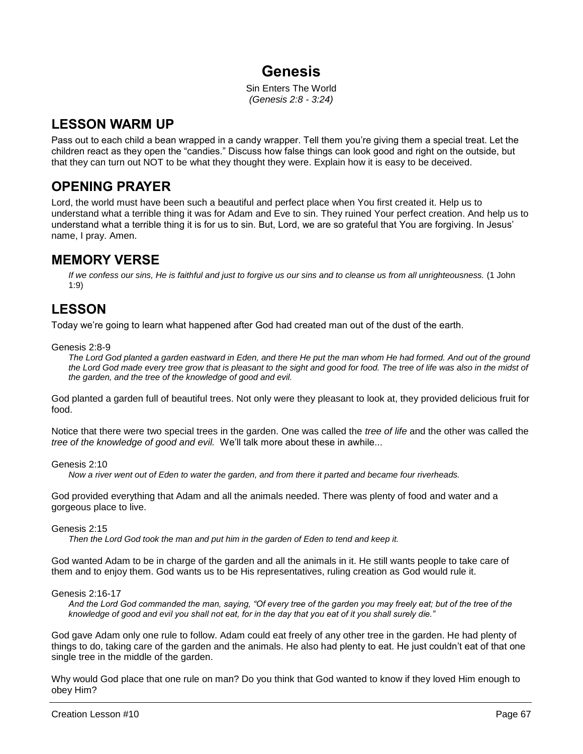# Genesis

Sin Enters The World

*(Genesis 2:8 - 3:24)*

## LESSON WARM UP

Pass out to each child a bean wrapped in a candy wrapper. Tell them you're giving them a special treat. Let the children react as they open the "candies." Discuss how false things can look good and right on the outside, but that they can turn out NOT to be what they thought they were. Explain how it is easy to be deceived.

## OPENING PRAYER

Lord, the world must have been such a beautiful and perfect place when You first created it. Help us to understand what a terrible thing it was for Adam and Eve to sin. They ruined Your perfect creation. And help us to understand what a terrible thing it is for us to sin. But, Lord, we are so grateful that You are forgiving. In Jesus' name, I pray. Amen.

## MEMORY VERSE

> *If we confess our sins, He is faithful and just to forgive us our sins and to cleanse us from all unrighteousness.* (1 John 1:9)

## LESSON

Today we're going to learn what happened after God had created man out of the dust of the earth.

Genesis 2:8-9

> *The Lord God planted a garden eastward in Eden, and there He put the man whom He had formed. And out of the ground the Lord God made every tree grow that is pleasant to the sight and good for food. The tree of life was also in the midst of the garden, and the tree of the knowledge of good and evil.*

God planted a garden full of beautiful trees. Not only were they pleasant to look at, they provided delicious fruit for food.

Notice that there were two special trees in the garden. One was called the *tree of life* and the other was called the *tree of the knowledge of good and evil.* We'll talk more about these in awhile...

Genesis 2:10

> *Now a river went out of Eden to water the garden, and from there it parted and became four riverheads.*

God provided everything that Adam and all the animals needed. There was plenty of food and water and a gorgeous place to live.

Genesis 2:15

> *Then the Lord God took the man and put him in the garden of Eden to tend and keep it.*

God wanted Adam to be in charge of the garden and all the animals in it. He still wants people to take care of them and to enjoy them. God wants us to be His representatives, ruling creation as God would rule it.

Genesis 2:16-17

> *And the Lord God commanded the man, saying, "Of every tree of the garden you may freely eat; but of the tree of the knowledge of good and evil you shall not eat, for in the day that you eat of it you shall surely die."*

God gave Adam only one rule to follow. Adam could eat freely of any other tree in the garden. He had plenty of things to do, taking care of the garden and the animals. He also had plenty to eat. He just couldn't eat of that one single tree in the middle of the garden.

Why would God place that one rule on man? Do you think that God wanted to know if they loved Him enough to obey Him?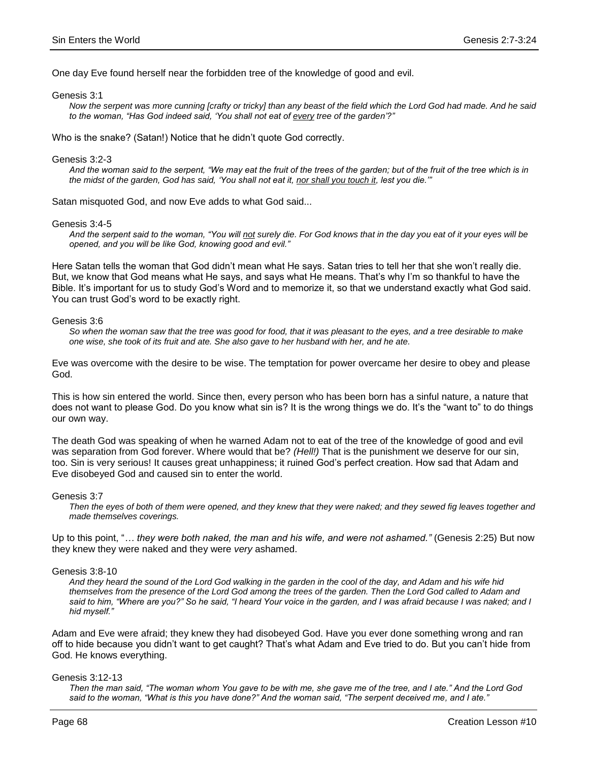One day Eve found herself near the forbidden tree of the knowledge of good and evil.

Genesis 3:1

> *Now the serpent was more cunning [crafty or tricky] than any beast of the field which the Lord God had made. And he said to the woman, "Has God indeed said, 'You shall not eat of every tree of the garden'?"*

Who is the snake? (Satan!) Notice that he didn't quote God correctly.

Genesis 3:2-3

> *And the woman said to the serpent, "We may eat the fruit of the trees of the garden; but of the fruit of the tree which is in the midst of the garden, God has said, 'You shall not eat it, nor shall you touch it, lest you die.'"*

Satan misquoted God, and now Eve adds to what God said...

Genesis 3:4-5

> *And the serpent said to the woman, "You will not surely die. For God knows that in the day you eat of it your eyes will be opened, and you will be like God, knowing good and evil."*

Here Satan tells the woman that God didn't mean what He says. Satan tries to tell her that she won't really die. But, we know that God means what He says, and says what He means. That's why I'm so thankful to have the Bible. It's important for us to study God's Word and to memorize it, so that we understand exactly what God said. You can trust God's word to be exactly right.

Genesis 3:6

> *So when the woman saw that the tree was good for food, that it was pleasant to the eyes, and a tree desirable to make one wise, she took of its fruit and ate. She also gave to her husband with her, and he ate.*

Eve was overcome with the desire to be wise. The temptation for power overcame her desire to obey and please God.

This is how sin entered the world. Since then, every person who has been born has a sinful nature, a nature that does not want to please God. Do you know what sin is? It is the wrong things we do. It's the "want to" to do things our own way.

The death God was speaking of when he warned Adam not to eat of the tree of the knowledge of good and evil was separation from God forever. Where would that be? *(Hell!)* That is the punishment we deserve for our sin, too. Sin is very serious! It causes great unhappiness; it ruined God's perfect creation. How sad that Adam and Eve disobeyed God and caused sin to enter the world.

Genesis 3:7

> *Then the eyes of both of them were opened, and they knew that they were naked; and they sewed fig leaves together and made themselves coverings.*

Up to this point, "*… they were both naked, the man and his wife, and were not ashamed."* (Genesis 2:25) But now they knew they were naked and they were *very* ashamed.

Genesis 3:8-10

> *And they heard the sound of the Lord God walking in the garden in the cool of the day, and Adam and his wife hid themselves from the presence of the Lord God among the trees of the garden. Then the Lord God called to Adam and said to him, "Where are you?" So he said, "I heard Your voice in the garden, and I was afraid because I was naked; and I hid myself."*

Adam and Eve were afraid; they knew they had disobeyed God. Have you ever done something wrong and ran off to hide because you didn't want to get caught? That's what Adam and Eve tried to do. But you can't hide from God. He knows everything.

Genesis 3:12-13

> *Then the man said, "The woman whom You gave to be with me, she gave me of the tree, and I ate." And the Lord God said to the woman, "What is this you have done?" And the woman said, "The serpent deceived me, and I ate."*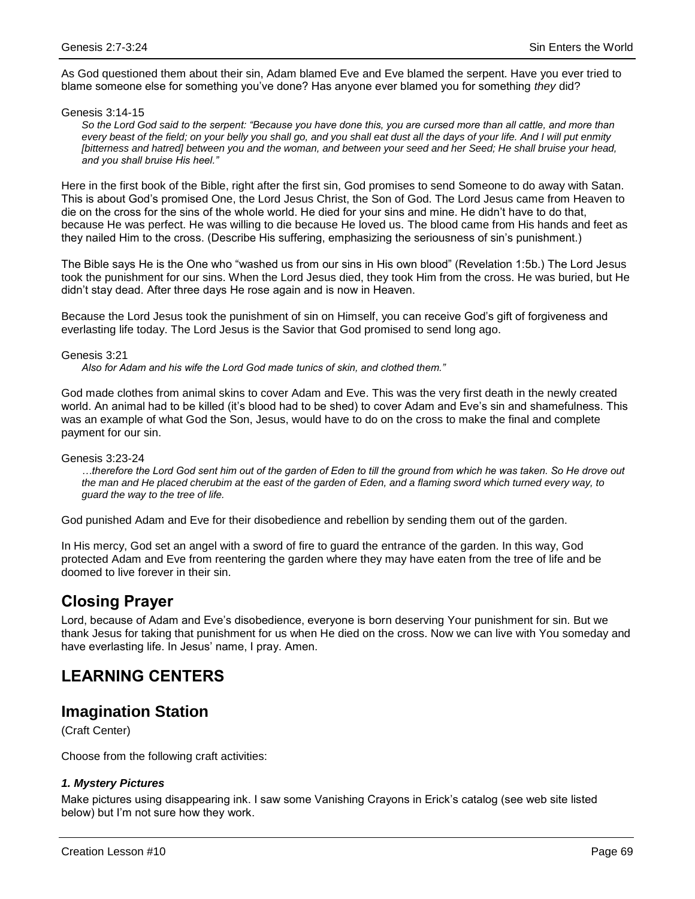As God questioned them about their sin, Adam blamed Eve and Eve blamed the serpent. Have you ever tried to blame someone else for something you've done? Has anyone ever blamed you for something *they* did?

Genesis 3:14-15

> *So the Lord God said to the serpent: "Because you have done this, you are cursed more than all cattle, and more than every beast of the field; on your belly you shall go, and you shall eat dust all the days of your life. And I will put enmity [bitterness and hatred] between you and the woman, and between your seed and her Seed; He shall bruise your head, and you shall bruise His heel."*

Here in the first book of the Bible, right after the first sin, God promises to send Someone to do away with Satan. This is about God's promised One, the Lord Jesus Christ, the Son of God. The Lord Jesus came from Heaven to die on the cross for the sins of the whole world. He died for your sins and mine. He didn't have to do that, because He was perfect. He was willing to die because He loved us. The blood came from His hands and feet as they nailed Him to the cross. (Describe His suffering, emphasizing the seriousness of sin's punishment.)

The Bible says He is the One who "washed us from our sins in His own blood" (Revelation 1:5b.) The Lord Jesus took the punishment for our sins. When the Lord Jesus died, they took Him from the cross. He was buried, but He didn't stay dead. After three days He rose again and is now in Heaven.

Because the Lord Jesus took the punishment of sin on Himself, you can receive God's gift of forgiveness and everlasting life today. The Lord Jesus is the Savior that God promised to send long ago.

Genesis 3:21

> *Also for Adam and his wife the Lord God made tunics of skin, and clothed them."*

God made clothes from animal skins to cover Adam and Eve. This was the very first death in the newly created world. An animal had to be killed (it's blood had to be shed) to cover Adam and Eve's sin and shamefulness. This was an example of what God the Son, Jesus, would have to do on the cross to make the final and complete payment for our sin.

Genesis 3:23-24

> *…therefore the Lord God sent him out of the garden of Eden to till the ground from which he was taken. So He drove out the man and He placed cherubim at the east of the garden of Eden, and a flaming sword which turned every way, to guard the way to the tree of life.*

God punished Adam and Eve for their disobedience and rebellion by sending them out of the garden.

In His mercy, God set an angel with a sword of fire to guard the entrance of the garden. In this way, God protected Adam and Eve from reentering the garden where they may have eaten from the tree of life and be doomed to live forever in their sin.

## Closing Prayer

Lord, because of Adam and Eve's disobedience, everyone is born deserving Your punishment for sin. But we thank Jesus for taking that punishment for us when He died on the cross. Now we can live with You someday and have everlasting life. In Jesus' name, I pray. Amen.

# LEARNING CENTERS

## Imagination Station

(Craft Center)

Choose from the following craft activities:

### *1. Mystery Pictures*

Make pictures using disappearing ink. I saw some Vanishing Crayons in Erick's catalog (see web site listed below) but I'm not sure how they work.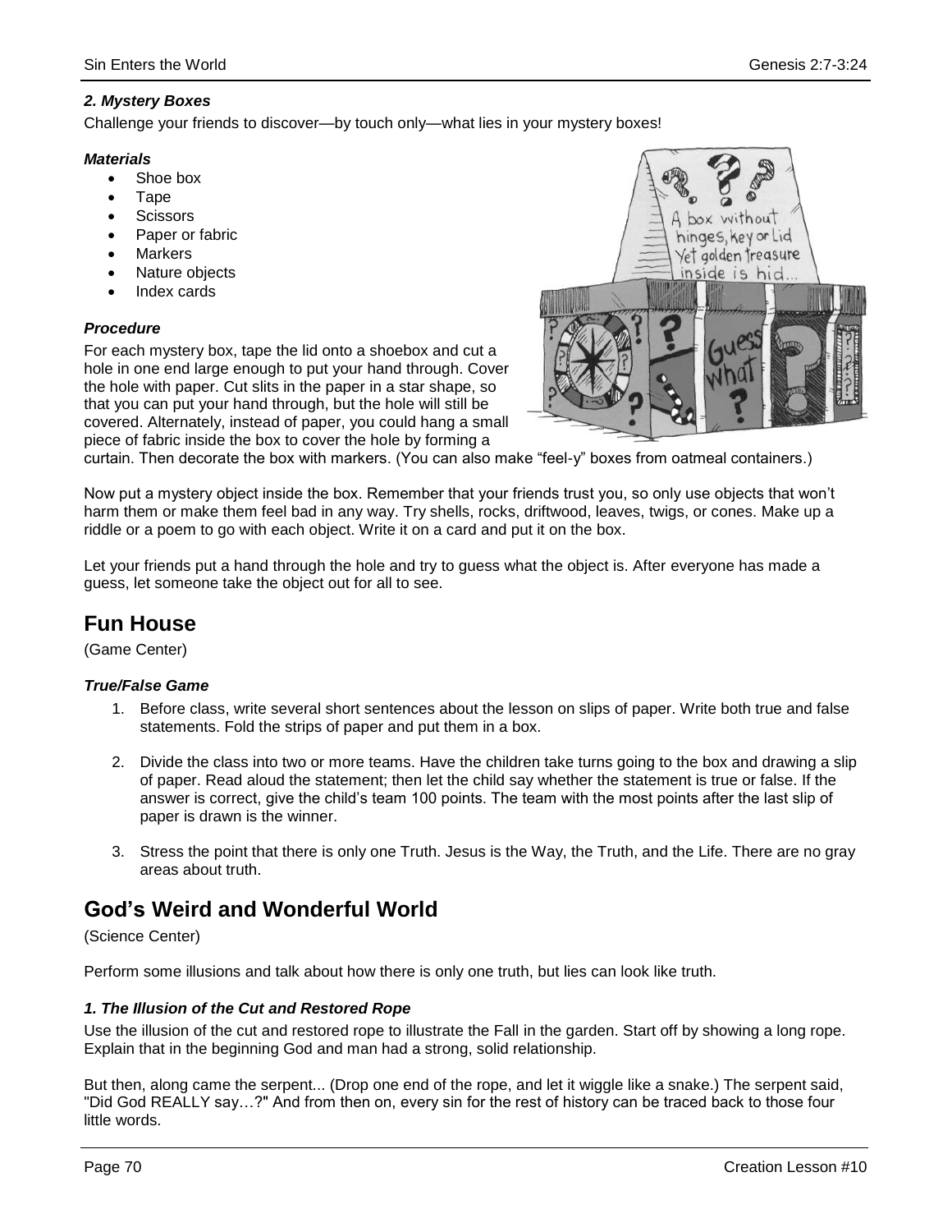### *2. Mystery Boxes*

Challenge your friends to discover—by touch only—what lies in your mystery boxes!

***Materials***

- Shoe box
- Tape
- Scissors
- Paper or fabric
- Markers
- Nature objects
- Index cards

***Procedure***

For each mystery box, tape the lid onto a shoebox and cut a hole in one end large enough to put your hand through. Cover the hole with paper. Cut slits in the paper in a star shape, so that you can put your hand through, but the hole will still be covered. Alternately, instead of paper, you could hang a small piece of fabric inside the box to cover the hole by forming a curtain. Then decorate the box with markers. (You can also make "feel-y" boxes from oatmeal containers.)

Now put a mystery object inside the box. Remember that your friends trust you, so only use objects that won't harm them or make them feel bad in any way. Try shells, rocks, driftwood, leaves, twigs, or cones. Make up a riddle or a poem to go with each object. Write it on a card and put it on the box.

Let your friends put a hand through the hole and try to guess what the object is. After everyone has made a guess, let someone take the object out for all to see.

## Fun House

(Game Center)

***True/False Game***

1. Before class, write several short sentences about the lesson on slips of paper. Write both true and false statements. Fold the strips of paper and put them in a box.
2. Divide the class into two or more teams. Have the children take turns going to the box and drawing a slip of paper. Read aloud the statement; then let the child say whether the statement is true or false. If the answer is correct, give the child's team 100 points. The team with the most points after the last slip of paper is drawn is the winner.
3. Stress the point that there is only one Truth. Jesus is the Way, the Truth, and the Life. There are no gray areas about truth.

## God's Weird and Wonderful World

(Science Center)

Perform some illusions and talk about how there is only one truth, but lies can look like truth.

***1. The Illusion of the Cut and Restored Rope***

Use the illusion of the cut and restored rope to illustrate the Fall in the garden. Start off by showing a long rope. Explain that in the beginning God and man had a strong, solid relationship.

But then, along came the serpent... (Drop one end of the rope, and let it wiggle like a snake.) The serpent said, "Did God REALLY say…?" And from then on, every sin for the rest of history can be traced back to those four little words.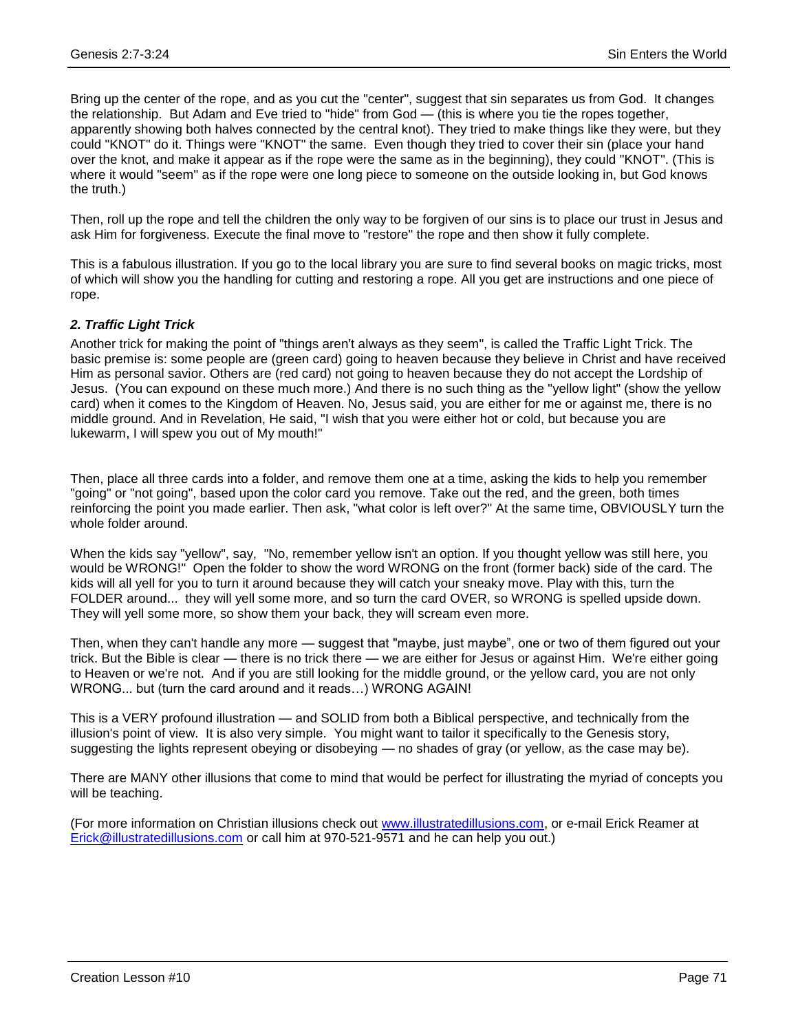Bring up the center of the rope, and as you cut the "center", suggest that sin separates us from God. It changes the relationship. But Adam and Eve tried to "hide" from God — (this is where you tie the ropes together, apparently showing both halves connected by the central knot). They tried to make things like they were, but they could "KNOT" do it. Things were "KNOT" the same. Even though they tried to cover their sin (place your hand over the knot, and make it appear as if the rope were the same as in the beginning), they could "KNOT". (This is where it would "seem" as if the rope were one long piece to someone on the outside looking in, but God knows the truth.)

Then, roll up the rope and tell the children the only way to be forgiven of our sins is to place our trust in Jesus and ask Him for forgiveness. Execute the final move to "restore" the rope and then show it fully complete.

This is a fabulous illustration. If you go to the local library you are sure to find several books on magic tricks, most of which will show you the handling for cutting and restoring a rope. All you get are instructions and one piece of rope.

### *2. Traffic Light Trick*

Another trick for making the point of "things aren't always as they seem", is called the Traffic Light Trick. The basic premise is: some people are (green card) going to heaven because they believe in Christ and have received Him as personal savior. Others are (red card) not going to heaven because they do not accept the Lordship of Jesus. (You can expound on these much more.) And there is no such thing as the "yellow light" (show the yellow card) when it comes to the Kingdom of Heaven. No, Jesus said, you are either for me or against me, there is no middle ground. And in Revelation, He said, "I wish that you were either hot or cold, but because you are lukewarm, I will spew you out of My mouth!"

Then, place all three cards into a folder, and remove them one at a time, asking the kids to help you remember "going" or "not going", based upon the color card you remove. Take out the red, and the green, both times reinforcing the point you made earlier. Then ask, "what color is left over?" At the same time, OBVIOUSLY turn the whole folder around.

When the kids say "yellow", say, "No, remember yellow isn't an option. If you thought yellow was still here, you would be WRONG!" Open the folder to show the word WRONG on the front (former back) side of the card. The kids will all yell for you to turn it around because they will catch your sneaky move. Play with this, turn the FOLDER around... they will yell some more, and so turn the card OVER, so WRONG is spelled upside down. They will yell some more, so show them your back, they will scream even more.

Then, when they can't handle any more — suggest that "maybe, just maybe", one or two of them figured out your trick. But the Bible is clear — there is no trick there — we are either for Jesus or against Him. We're either going to Heaven or we're not. And if you are still looking for the middle ground, or the yellow card, you are not only WRONG... but (turn the card around and it reads…) WRONG AGAIN!

This is a VERY profound illustration — and SOLID from both a Biblical perspective, and technically from the illusion's point of view. It is also very simple. You might want to tailor it specifically to the Genesis story, suggesting the lights represent obeying or disobeying — no shades of gray (or yellow, as the case may be).

There are MANY other illusions that come to mind that would be perfect for illustrating the myriad of concepts you will be teaching.

(For more information on Christian illusions check out www.illustratedillusions.com, or e-mail Erick Reamer at Erick@illustratedillusions.com or call him at 970-521-9571 and he can help you out.)